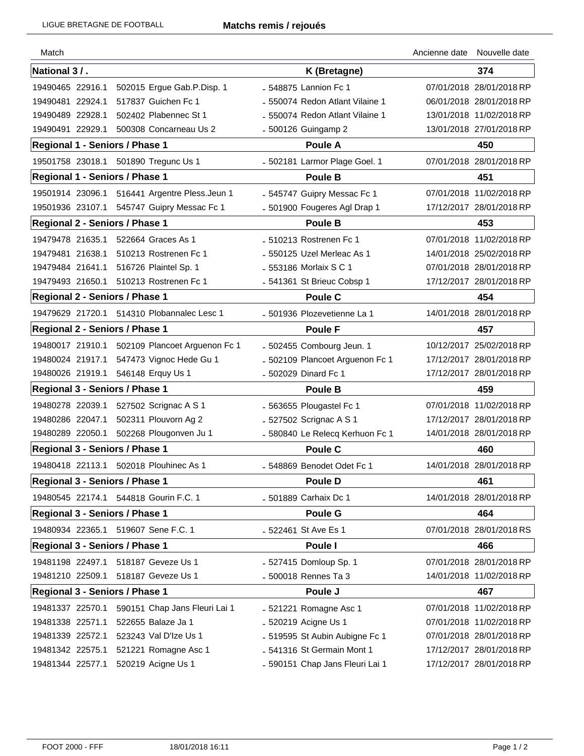LIGUE BRETAGNE DE FOOTBALL

# Matchs remis / rejoués

| Match | | | | Ancienne date | Nouvelle date |
|---|---|---|---|---|---|
| **National 3 / .** | | **K (Bretagne)** | | | **374** |
| 19490465 | 22916.1 | 502015 Ergue Gab.P.Disp. 1 | - 548875 Lannion Fc 1 | 07/01/2018 | 28/01/2018 RP |
| 19490481 | 22924.1 | 517837 Guichen Fc 1 | - 550074 Redon Atlant Vilaine 1 | 06/01/2018 | 28/01/2018 RP |
| 19490489 | 22928.1 | 502402 Plabennec St 1 | - 550074 Redon Atlant Vilaine 1 | 13/01/2018 | 11/02/2018 RP |
| 19490491 | 22929.1 | 500308 Concarneau Us 2 | - 500126 Guingamp 2 | 13/01/2018 | 27/01/2018 RP |
| **Regional 1 - Seniors / Phase 1** | | **Poule A** | | | **450** |
| 19501758 | 23018.1 | 501890 Tregunc Us 1 | - 502181 Larmor Plage Goel. 1 | 07/01/2018 | 28/01/2018 RP |
| **Regional 1 - Seniors / Phase 1** | | **Poule B** | | | **451** |
| 19501914 | 23096.1 | 516441 Argentre Pless.Jeun 1 | - 545747 Guipry Messac Fc 1 | 07/01/2018 | 11/02/2018 RP |
| 19501936 | 23107.1 | 545747 Guipry Messac Fc 1 | - 501900 Fougeres Agl Drap 1 | 17/12/2017 | 28/01/2018 RP |
| **Regional 2 - Seniors / Phase 1** | | **Poule B** | | | **453** |
| 19479478 | 21635.1 | 522664 Graces As 1 | - 510213 Rostrenen Fc 1 | 07/01/2018 | 11/02/2018 RP |
| 19479481 | 21638.1 | 510213 Rostrenen Fc 1 | - 550125 Uzel Merleac As 1 | 14/01/2018 | 25/02/2018 RP |
| 19479484 | 21641.1 | 516726 Plaintel Sp. 1 | - 553186 Morlaix S C 1 | 07/01/2018 | 28/01/2018 RP |
| 19479493 | 21650.1 | 510213 Rostrenen Fc 1 | - 541361 St Brieuc Cobsp 1 | 17/12/2017 | 28/01/2018 RP |
| **Regional 2 - Seniors / Phase 1** | | **Poule C** | | | **454** |
| 19479629 | 21720.1 | 514310 Plobannalec Lesc 1 | - 501936 Plozevetienne La 1 | 14/01/2018 | 28/01/2018 RP |
| **Regional 2 - Seniors / Phase 1** | | **Poule F** | | | **457** |
| 19480017 | 21910.1 | 502109 Plancoet Arguenon Fc 1 | - 502455 Combourg Jeun. 1 | 10/12/2017 | 25/02/2018 RP |
| 19480024 | 21917.1 | 547473 Vignoc Hede Gu 1 | - 502109 Plancoet Arguenon Fc 1 | 17/12/2017 | 28/01/2018 RP |
| 19480026 | 21919.1 | 546148 Erquy Us 1 | - 502029 Dinard Fc 1 | 17/12/2017 | 28/01/2018 RP |
| **Regional 3 - Seniors / Phase 1** | | **Poule B** | | | **459** |
| 19480278 | 22039.1 | 527502 Scrignac A S 1 | - 563655 Plougastel Fc 1 | 07/01/2018 | 11/02/2018 RP |
| 19480286 | 22047.1 | 502311 Plouvorn Ag 2 | - 527502 Scrignac A S 1 | 17/12/2017 | 28/01/2018 RP |
| 19480289 | 22050.1 | 502268 Plougonven Ju 1 | - 580840 Le Relecq Kerhuon Fc 1 | 14/01/2018 | 28/01/2018 RP |
| **Regional 3 - Seniors / Phase 1** | | **Poule C** | | | **460** |
| 19480418 | 22113.1 | 502018 Plouhinec As 1 | - 548869 Benodet Odet Fc 1 | 14/01/2018 | 28/01/2018 RP |
| **Regional 3 - Seniors / Phase 1** | | **Poule D** | | | **461** |
| 19480545 | 22174.1 | 544818 Gourin F.C. 1 | - 501889 Carhaix Dc 1 | 14/01/2018 | 28/01/2018 RP |
| **Regional 3 - Seniors / Phase 1** | | **Poule G** | | | **464** |
| 19480934 | 22365.1 | 519607 Sene F.C. 1 | - 522461 St Ave Es 1 | 07/01/2018 | 28/01/2018 RS |
| **Regional 3 - Seniors / Phase 1** | | **Poule I** | | | **466** |
| 19481198 | 22497.1 | 518187 Geveze Us 1 | - 527415 Domloup Sp. 1 | 07/01/2018 | 28/01/2018 RP |
| 19481210 | 22509.1 | 518187 Geveze Us 1 | - 500018 Rennes Ta 3 | 14/01/2018 | 11/02/2018 RP |
| **Regional 3 - Seniors / Phase 1** | | **Poule J** | | | **467** |
| 19481337 | 22570.1 | 590151 Chap Jans Fleuri Lai 1 | - 521221 Romagne Asc 1 | 07/01/2018 | 11/02/2018 RP |
| 19481338 | 22571.1 | 522655 Balaze Ja 1 | - 520219 Acigne Us 1 | 07/01/2018 | 11/02/2018 RP |
| 19481339 | 22572.1 | 523243 Val D'Ize Us 1 | - 519595 St Aubin Aubigne Fc 1 | 07/01/2018 | 28/01/2018 RP |
| 19481342 | 22575.1 | 521221 Romagne Asc 1 | - 541316 St Germain Mont 1 | 17/12/2017 | 28/01/2018 RP |
| 19481344 | 22577.1 | 520219 Acigne Us 1 | - 590151 Chap Jans Fleuri Lai 1 | 17/12/2017 | 28/01/2018 RP |

FOOT 2000 - FFF 18/01/2018 16:11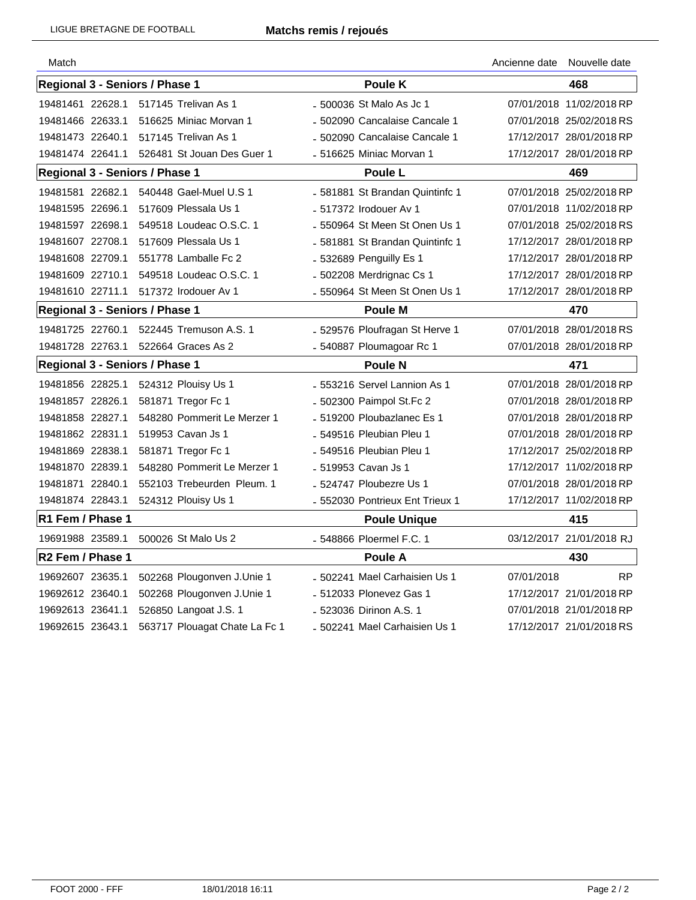| Match | | | | Ancienne date | Nouvelle date | |
|---|---|---|---|---|---|---|
| **Regional 3 - Seniors / Phase 1** | | | **Poule K** | | **468** | |
| 19481461 | 22628.1 | 517145 Trelivan As 1 | - 500036 St Malo As Jc 1 | 07/01/2018 | 11/02/2018 | RP |
| 19481466 | 22633.1 | 516625 Miniac Morvan 1 | - 502090 Cancalaise Cancale 1 | 07/01/2018 | 25/02/2018 | RS |
| 19481473 | 22640.1 | 517145 Trelivan As 1 | - 502090 Cancalaise Cancale 1 | 17/12/2017 | 28/01/2018 | RP |
| 19481474 | 22641.1 | 526481 St Jouan Des Guer 1 | - 516625 Miniac Morvan 1 | 17/12/2017 | 28/01/2018 | RP |
| **Regional 3 - Seniors / Phase 1** | | | **Poule L** | | **469** | |
| 19481581 | 22682.1 | 540448 Gael-Muel U.S 1 | - 581881 St Brandan Quintinfc 1 | 07/01/2018 | 25/02/2018 | RP |
| 19481595 | 22696.1 | 517609 Plessala Us 1 | - 517372 Irodouer Av 1 | 07/01/2018 | 11/02/2018 | RP |
| 19481597 | 22698.1 | 549518 Loudeac O.S.C. 1 | - 550964 St Meen St Onen Us 1 | 07/01/2018 | 25/02/2018 | RS |
| 19481607 | 22708.1 | 517609 Plessala Us 1 | - 581881 St Brandan Quintinfc 1 | 17/12/2017 | 28/01/2018 | RP |
| 19481608 | 22709.1 | 551778 Lamballe Fc 2 | - 532689 Penguilly Es 1 | 17/12/2017 | 28/01/2018 | RP |
| 19481609 | 22710.1 | 549518 Loudeac O.S.C. 1 | - 502208 Merdrignac Cs 1 | 17/12/2017 | 28/01/2018 | RP |
| 19481610 | 22711.1 | 517372 Irodouer Av 1 | - 550964 St Meen St Onen Us 1 | 17/12/2017 | 28/01/2018 | RP |
| **Regional 3 - Seniors / Phase 1** | | | **Poule M** | | **470** | |
| 19481725 | 22760.1 | 522445 Tremuson A.S. 1 | - 529576 Ploufragan St Herve 1 | 07/01/2018 | 28/01/2018 | RS |
| 19481728 | 22763.1 | 522664 Graces As 2 | - 540887 Ploumagoar Rc 1 | 07/01/2018 | 28/01/2018 | RP |
| **Regional 3 - Seniors / Phase 1** | | | **Poule N** | | **471** | |
| 19481856 | 22825.1 | 524312 Plouisy Us 1 | - 553216 Servel Lannion As 1 | 07/01/2018 | 28/01/2018 | RP |
| 19481857 | 22826.1 | 581871 Tregor Fc 1 | - 502300 Paimpol St.Fc 2 | 07/01/2018 | 28/01/2018 | RP |
| 19481858 | 22827.1 | 548280 Pommerit Le Merzer 1 | - 519200 Ploubazlanec Es 1 | 07/01/2018 | 28/01/2018 | RP |
| 19481862 | 22831.1 | 519953 Cavan Js 1 | - 549516 Pleubian Pleu 1 | 07/01/2018 | 28/01/2018 | RP |
| 19481869 | 22838.1 | 581871 Tregor Fc 1 | - 549516 Pleubian Pleu 1 | 17/12/2017 | 25/02/2018 | RP |
| 19481870 | 22839.1 | 548280 Pommerit Le Merzer 1 | - 519953 Cavan Js 1 | 17/12/2017 | 11/02/2018 | RP |
| 19481871 | 22840.1 | 552103 Trebeurden Pleum. 1 | - 524747 Ploubezre Us 1 | 07/01/2018 | 28/01/2018 | RP |
| 19481874 | 22843.1 | 524312 Plouisy Us 1 | - 552030 Pontrieux Ent Trieux 1 | 17/12/2017 | 11/02/2018 | RP |
| **R1 Fem / Phase 1** | | | **Poule Unique** | | **415** | |
| 19691988 | 23589.1 | 500026 St Malo Us 2 | - 548866 Ploermel F.C. 1 | 03/12/2017 | 21/01/2018 | RJ |
| **R2 Fem / Phase 1** | | | **Poule A** | | **430** | |
| 19692607 | 23635.1 | 502268 Plougonven J.Unie 1 | - 502241 Mael Carhaisien Us 1 | 07/01/2018 | | RP |
| 19692612 | 23640.1 | 502268 Plougonven J.Unie 1 | - 512033 Plonevez Gas 1 | 17/12/2017 | 21/01/2018 | RP |
| 19692613 | 23641.1 | 526850 Langoat J.S. 1 | - 523036 Dirinon A.S. 1 | 07/01/2018 | 21/01/2018 | RP |
| 19692615 | 23643.1 | 563717 Plouagat Chate La Fc 1 | - 502241 Mael Carhaisien Us 1 | 17/12/2017 | 21/01/2018 | RS |